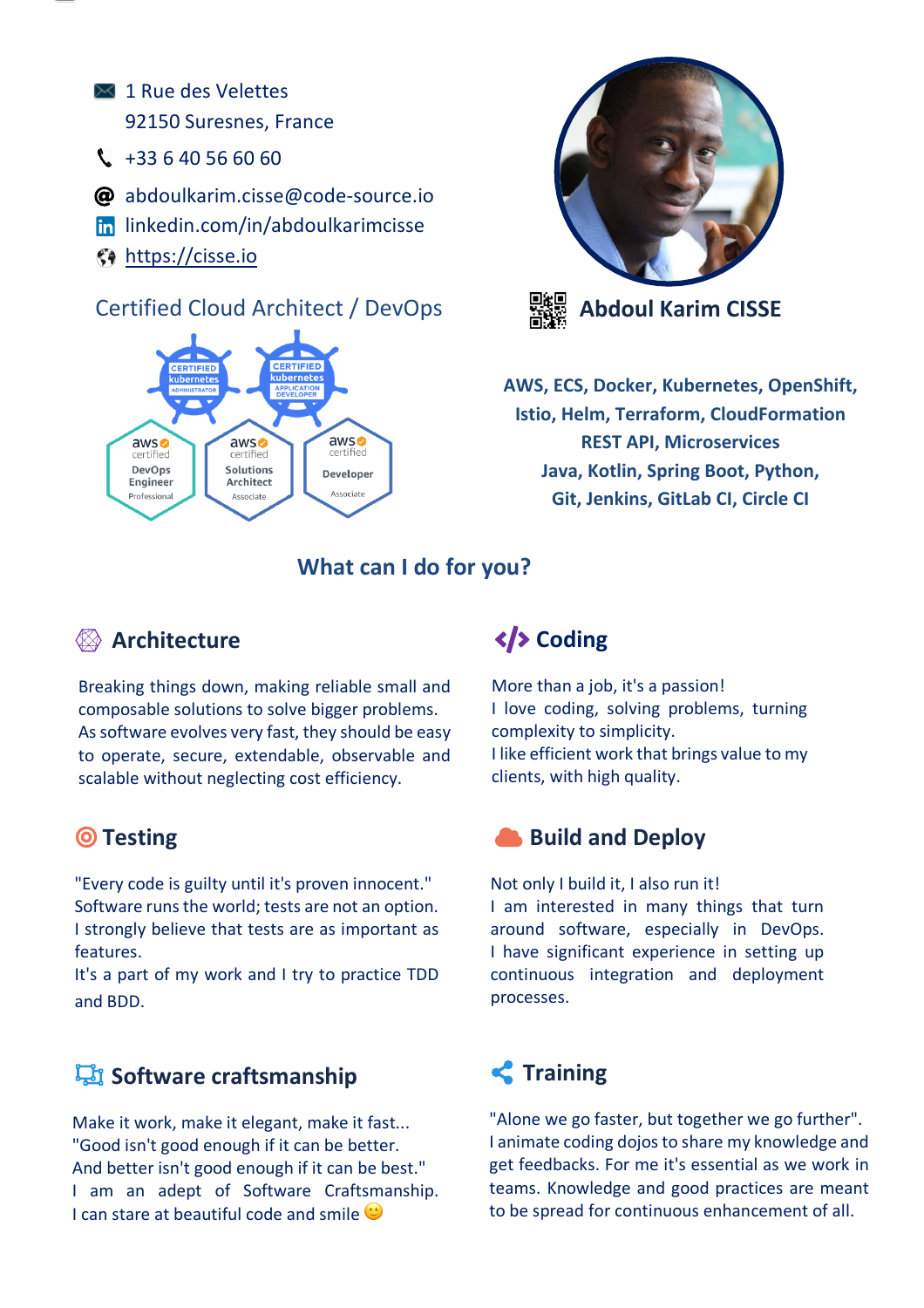1 Rue des Velettes
92150 Suresnes, France

+33 6 40 56 60 60

abdoulkarim.cisse@code-source.io

linkedin.com/in/abdoulkarimcisse

https://cisse.io

Certified Cloud Architect / DevOps

# Abdoul Karim CISSE

**AWS, ECS, Docker, Kubernetes, OpenShift,**
**Istio, Helm, Terraform, CloudFormation**
**REST API, Microservices**
**Java, Kotlin, Spring Boot, Python,**
**Git, Jenkins, GitLab CI, Circle CI**

## What can I do for you?

### Architecture

Breaking things down, making reliable small and composable solutions to solve bigger problems.
As software evolves very fast, they should be easy to operate, secure, extendable, observable and scalable without neglecting cost efficiency.

### Coding

More than a job, it's a passion!
I love coding, solving problems, turning complexity to simplicity.
I like efficient work that brings value to my clients, with high quality.

### Testing

"Every code is guilty until it's proven innocent."
Software runs the world; tests are not an option.
I strongly believe that tests are as important as features.
It's a part of my work and I try to practice TDD and BDD.

### Build and Deploy

Not only I build it, I also run it!
I am interested in many things that turn around software, especially in DevOps.
I have significant experience in setting up continuous integration and deployment processes.

### Software craftsmanship

Make it work, make it elegant, make it fast...
"Good isn't good enough if it can be better.
And better isn't good enough if it can be best."
I am an adept of Software Craftsmanship.
I can stare at beautiful code and smile 🙂

### Training

"Alone we go faster, but together we go further".
I animate coding dojos to share my knowledge and get feedbacks. For me it's essential as we work in teams. Knowledge and good practices are meant to be spread for continuous enhancement of all.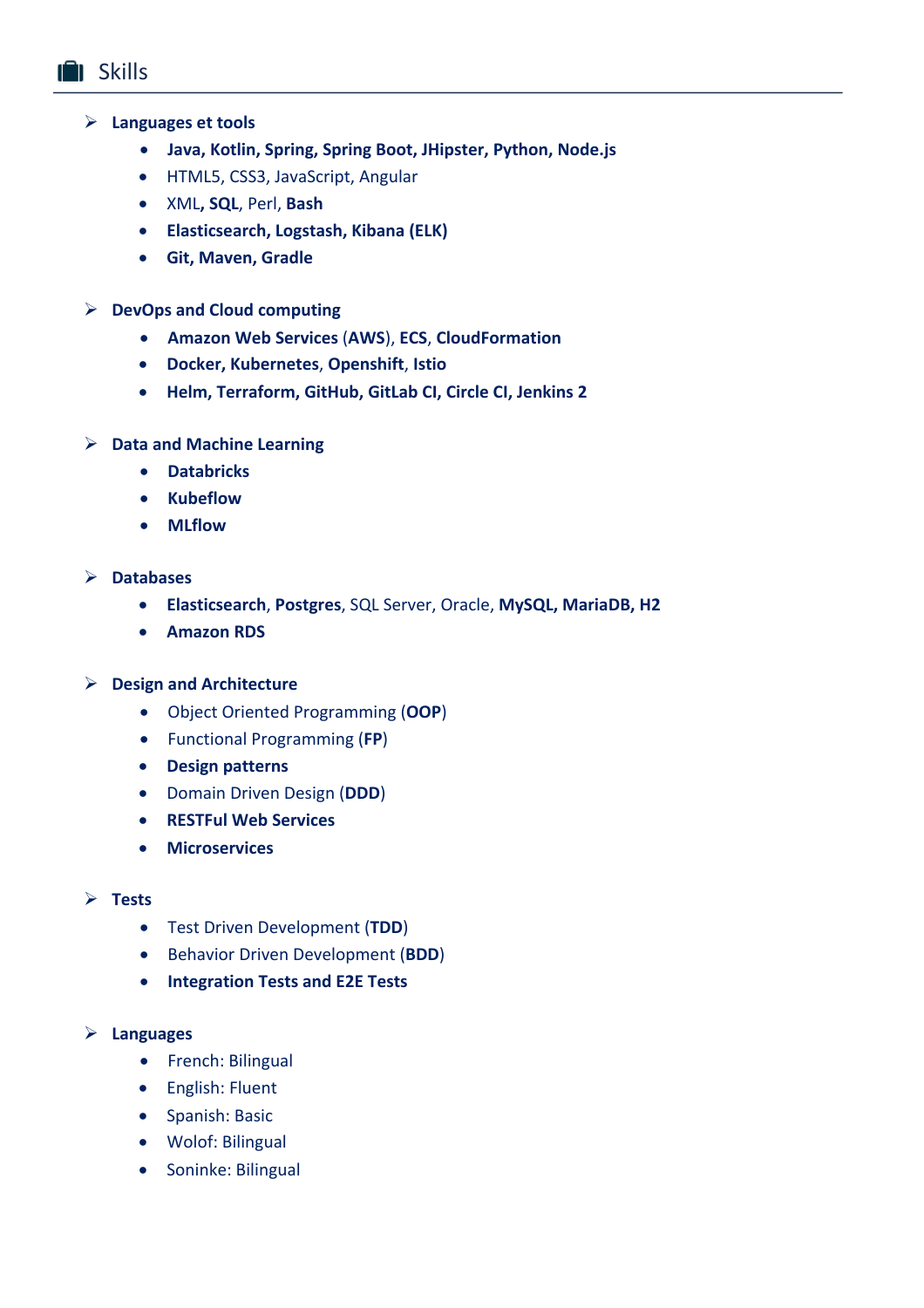## Skills

- **Languages et tools**
  - **Java, Kotlin, Spring, Spring Boot, JHipster, Python, Node.js**
  - HTML5, CSS3, JavaScript, Angular
  - XML**, SQL**, Perl, **Bash**
  - **Elasticsearch, Logstash, Kibana (ELK)**
  - **Git, Maven, Gradle**

- **DevOps and Cloud computing**
  - **Amazon Web Services** (**AWS**), **ECS**, **CloudFormation**
  - **Docker, Kubernetes**, **Openshift**, **Istio**
  - **Helm, Terraform, GitHub, GitLab CI, Circle CI, Jenkins 2**

- **Data and Machine Learning**
  - **Databricks**
  - **Kubeflow**
  - **MLflow**

- **Databases**
  - **Elasticsearch**, **Postgres**, SQL Server, Oracle, **MySQL, MariaDB, H2**
  - **Amazon RDS**

- **Design and Architecture**
  - Object Oriented Programming (**OOP**)
  - Functional Programming (**FP**)
  - **Design patterns**
  - Domain Driven Design (**DDD**)
  - **RESTFul Web Services**
  - **Microservices**

- **Tests**
  - Test Driven Development (**TDD**)
  - Behavior Driven Development (**BDD**)
  - **Integration Tests and E2E Tests**

- **Languages**
  - French: Bilingual
  - English: Fluent
  - Spanish: Basic
  - Wolof: Bilingual
  - Soninke: Bilingual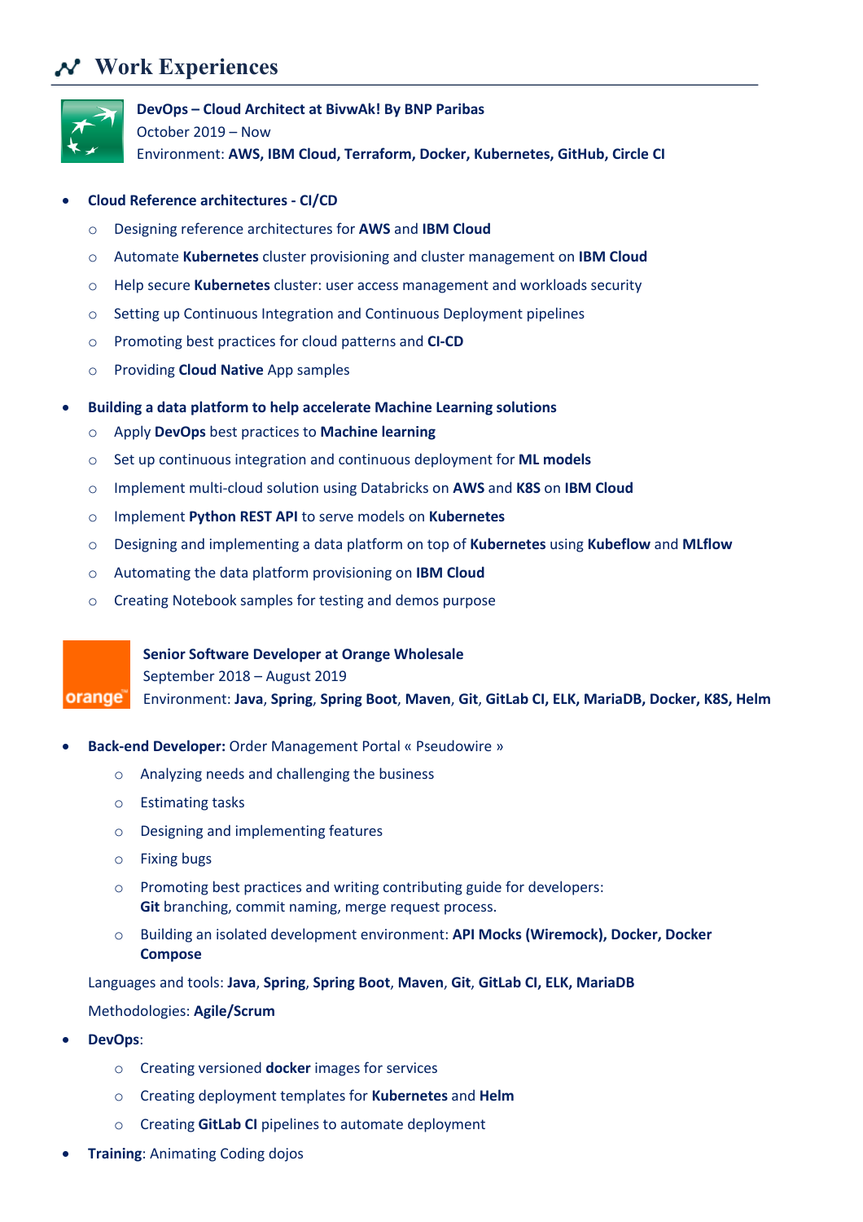## Work Experiences

**DevOps – Cloud Architect at BivwAk! By BNP Paribas**
October 2019 – Now
Environment: **AWS, IBM Cloud, Terraform, Docker, Kubernetes, GitHub, Circle CI**

- **Cloud Reference architectures - CI/CD**
  - Designing reference architectures for **AWS** and **IBM Cloud**
  - Automate **Kubernetes** cluster provisioning and cluster management on **IBM Cloud**
  - Help secure **Kubernetes** cluster: user access management and workloads security
  - Setting up Continuous Integration and Continuous Deployment pipelines
  - Promoting best practices for cloud patterns and **CI-CD**
  - Providing **Cloud Native** App samples
- **Building a data platform to help accelerate Machine Learning solutions**
  - Apply **DevOps** best practices to **Machine learning**
  - Set up continuous integration and continuous deployment for **ML models**
  - Implement multi-cloud solution using Databricks on **AWS** and **K8S** on **IBM Cloud**
  - Implement **Python REST API** to serve models on **Kubernetes**
  - Designing and implementing a data platform on top of **Kubernetes** using **Kubeflow** and **MLflow**
  - Automating the data platform provisioning on **IBM Cloud**
  - Creating Notebook samples for testing and demos purpose

**Senior Software Developer at Orange Wholesale**
September 2018 – August 2019
Environment: **Java**, **Spring**, **Spring Boot**, **Maven**, **Git**, **GitLab CI, ELK, MariaDB, Docker, K8S, Helm**

- **Back-end Developer:** Order Management Portal « Pseudowire »
  - Analyzing needs and challenging the business
  - Estimating tasks
  - Designing and implementing features
  - Fixing bugs
  - Promoting best practices and writing contributing guide for developers: **Git** branching, commit naming, merge request process.
  - Building an isolated development environment: **API Mocks (Wiremock), Docker, Docker Compose**

  Languages and tools: **Java**, **Spring**, **Spring Boot**, **Maven**, **Git**, **GitLab CI, ELK, MariaDB**

  Methodologies: **Agile/Scrum**
- **DevOps**:
  - Creating versioned **docker** images for services
  - Creating deployment templates for **Kubernetes** and **Helm**
  - Creating **GitLab CI** pipelines to automate deployment
- **Training**: Animating Coding dojos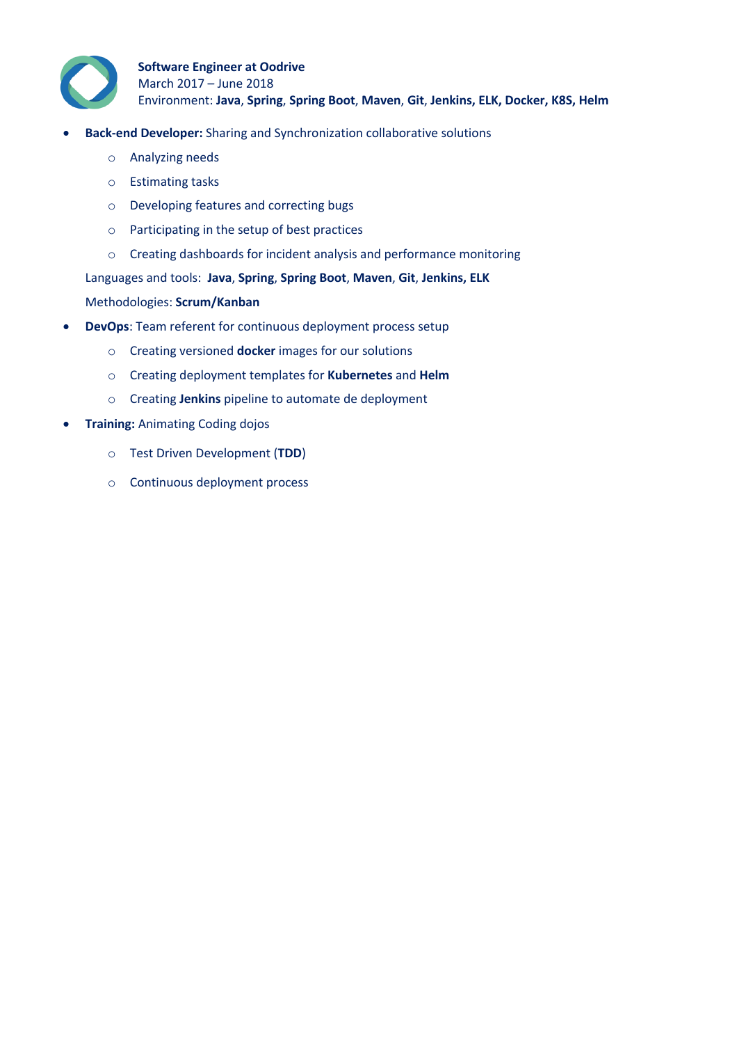**Software Engineer at Oodrive**
March 2017 – June 2018
Environment: **Java**, **Spring**, **Spring Boot**, **Maven**, **Git**, **Jenkins, ELK, Docker, K8S, Helm**

- **Back-end Developer:** Sharing and Synchronization collaborative solutions
  - Analyzing needs
  - Estimating tasks
  - Developing features and correcting bugs
  - Participating in the setup of best practices
  - Creating dashboards for incident analysis and performance monitoring

  Languages and tools: **Java**, **Spring**, **Spring Boot**, **Maven**, **Git**, **Jenkins, ELK**

  Methodologies: **Scrum/Kanban**
- **DevOps**: Team referent for continuous deployment process setup
  - Creating versioned **docker** images for our solutions
  - Creating deployment templates for **Kubernetes** and **Helm**
  - Creating **Jenkins** pipeline to automate de deployment
- **Training:** Animating Coding dojos
  - Test Driven Development (**TDD**)
  - Continuous deployment process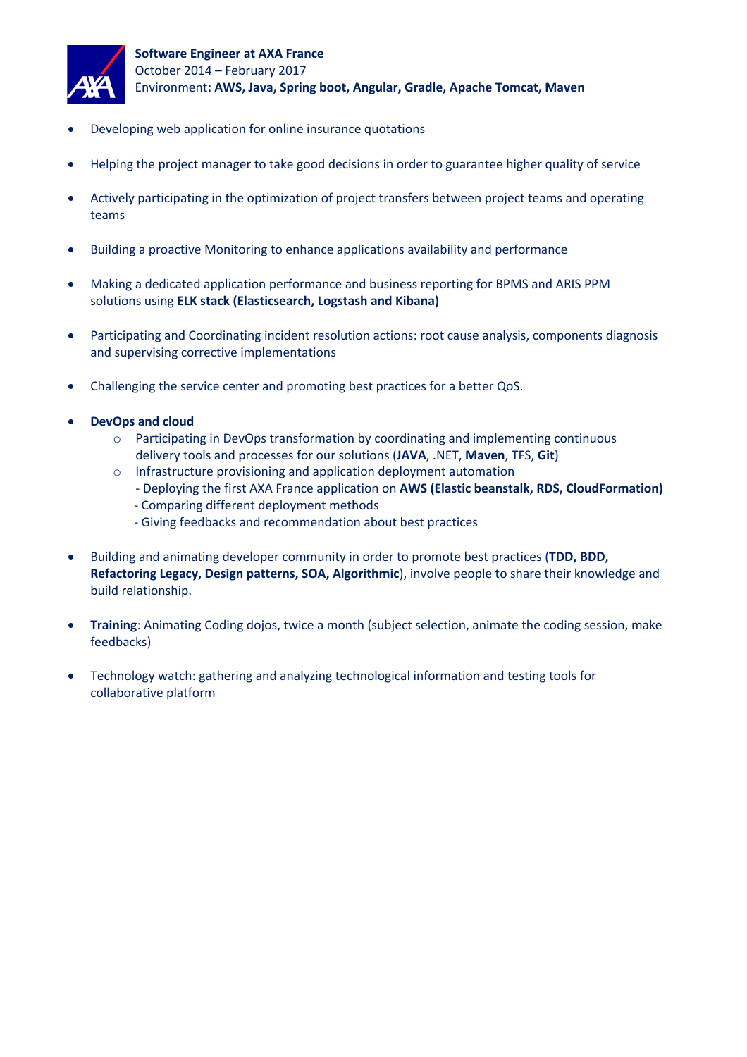**Software Engineer at AXA France**
October 2014 – February 2017
Environment**: AWS, Java, Spring boot, Angular, Gradle, Apache Tomcat, Maven**

- Developing web application for online insurance quotations
- Helping the project manager to take good decisions in order to guarantee higher quality of service
- Actively participating in the optimization of project transfers between project teams and operating teams
- Building a proactive Monitoring to enhance applications availability and performance
- Making a dedicated application performance and business reporting for BPMS and ARIS PPM solutions using **ELK stack (Elasticsearch, Logstash and Kibana)**
- Participating and Coordinating incident resolution actions: root cause analysis, components diagnosis and supervising corrective implementations
- Challenging the service center and promoting best practices for a better QoS.
- **DevOps and cloud**
  - Participating in DevOps transformation by coordinating and implementing continuous delivery tools and processes for our solutions (**JAVA**, .NET, **Maven**, TFS, **Git**)
  - Infrastructure provisioning and application deployment automation
    - Deploying the first AXA France application on **AWS (Elastic beanstalk, RDS, CloudFormation)**
    - Comparing different deployment methods
    - Giving feedbacks and recommendation about best practices
- Building and animating developer community in order to promote best practices (**TDD, BDD, Refactoring Legacy, Design patterns, SOA, Algorithmic**), involve people to share their knowledge and build relationship.
- **Training**: Animating Coding dojos, twice a month (subject selection, animate the coding session, make feedbacks)
- Technology watch: gathering and analyzing technological information and testing tools for collaborative platform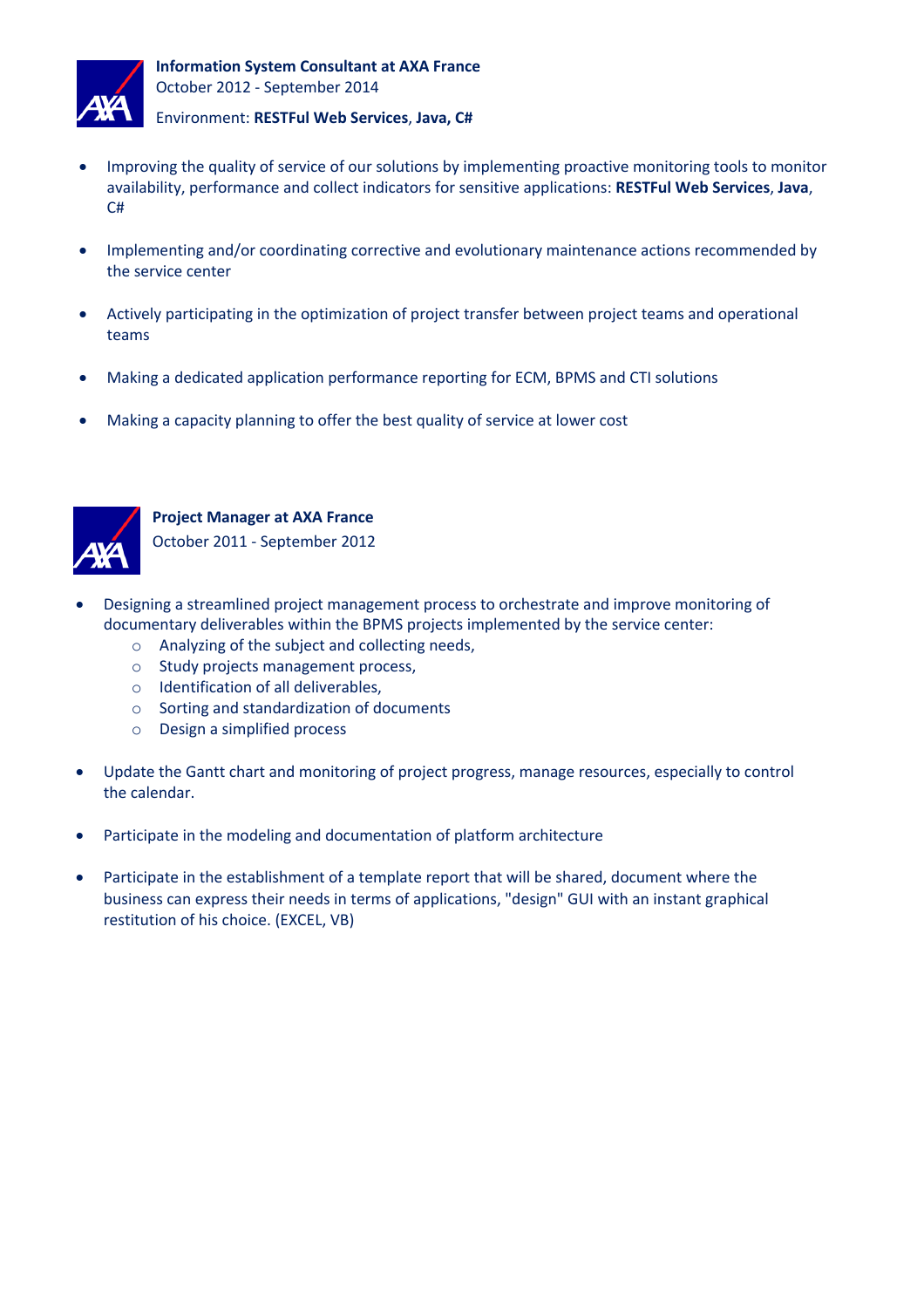**Information System Consultant at AXA France**
October 2012 - September 2014

Environment: **RESTFul Web Services**, **Java, C#**

- Improving the quality of service of our solutions by implementing proactive monitoring tools to monitor availability, performance and collect indicators for sensitive applications: **RESTFul Web Services**, **Java**, C#
- Implementing and/or coordinating corrective and evolutionary maintenance actions recommended by the service center
- Actively participating in the optimization of project transfer between project teams and operational teams
- Making a dedicated application performance reporting for ECM, BPMS and CTI solutions
- Making a capacity planning to offer the best quality of service at lower cost

**Project Manager at AXA France**
October 2011 - September 2012

- Designing a streamlined project management process to orchestrate and improve monitoring of documentary deliverables within the BPMS projects implemented by the service center:
  - Analyzing of the subject and collecting needs,
  - Study projects management process,
  - Identification of all deliverables,
  - Sorting and standardization of documents
  - Design a simplified process
- Update the Gantt chart and monitoring of project progress, manage resources, especially to control the calendar.
- Participate in the modeling and documentation of platform architecture
- Participate in the establishment of a template report that will be shared, document where the business can express their needs in terms of applications, "design" GUI with an instant graphical restitution of his choice. (EXCEL, VB)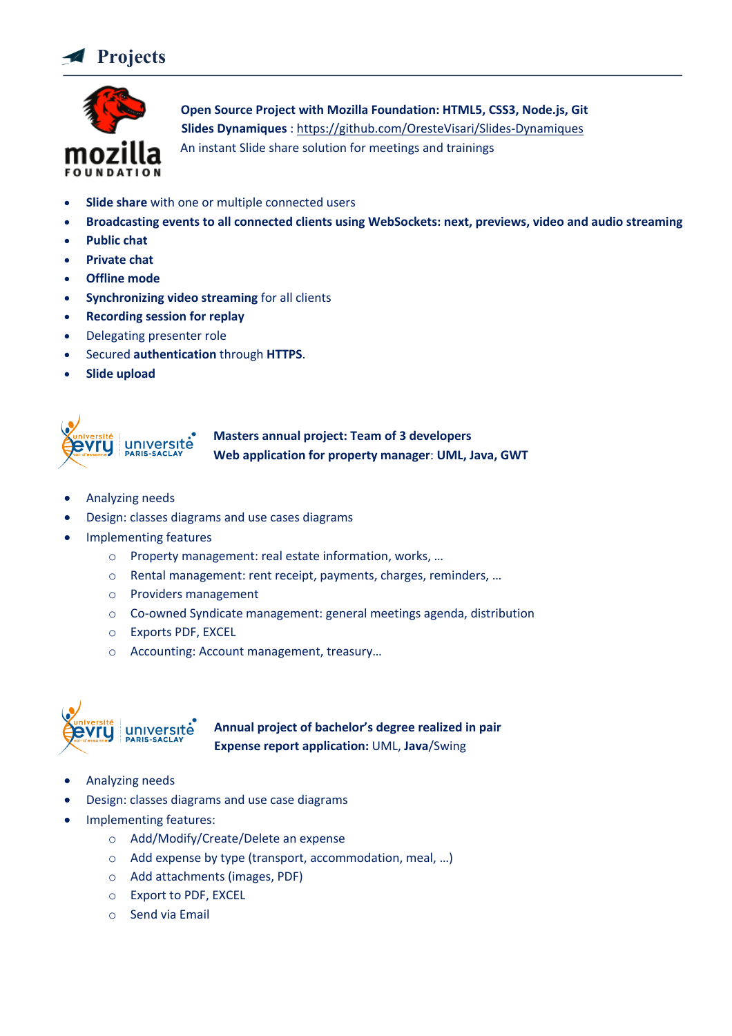# Projects

**Open Source Project with Mozilla Foundation: HTML5, CSS3, Node.js, Git**
**Slides Dynamiques** : https://github.com/OresteVisari/Slides-Dynamiques
An instant Slide share solution for meetings and trainings

- **Slide share** with one or multiple connected users
- **Broadcasting events to all connected clients using WebSockets: next, previews, video and audio streaming**
- **Public chat**
- **Private chat**
- **Offline mode**
- **Synchronizing video streaming** for all clients
- **Recording session for replay**
- Delegating presenter role
- Secured **authentication** through **HTTPS**.
- **Slide upload**

**Masters annual project: Team of 3 developers**
**Web application for property manager**: **UML, Java, GWT**

- Analyzing needs
- Design: classes diagrams and use cases diagrams
- Implementing features
  - Property management: real estate information, works, …
  - Rental management: rent receipt, payments, charges, reminders, …
  - Providers management
  - Co-owned Syndicate management: general meetings agenda, distribution
  - Exports PDF, EXCEL
  - Accounting: Account management, treasury…

**Annual project of bachelor's degree realized in pair**
**Expense report application:** UML, **Java**/Swing

- Analyzing needs
- Design: classes diagrams and use case diagrams
- Implementing features:
  - Add/Modify/Create/Delete an expense
  - Add expense by type (transport, accommodation, meal, …)
  - Add attachments (images, PDF)
  - Export to PDF, EXCEL
  - Send via Email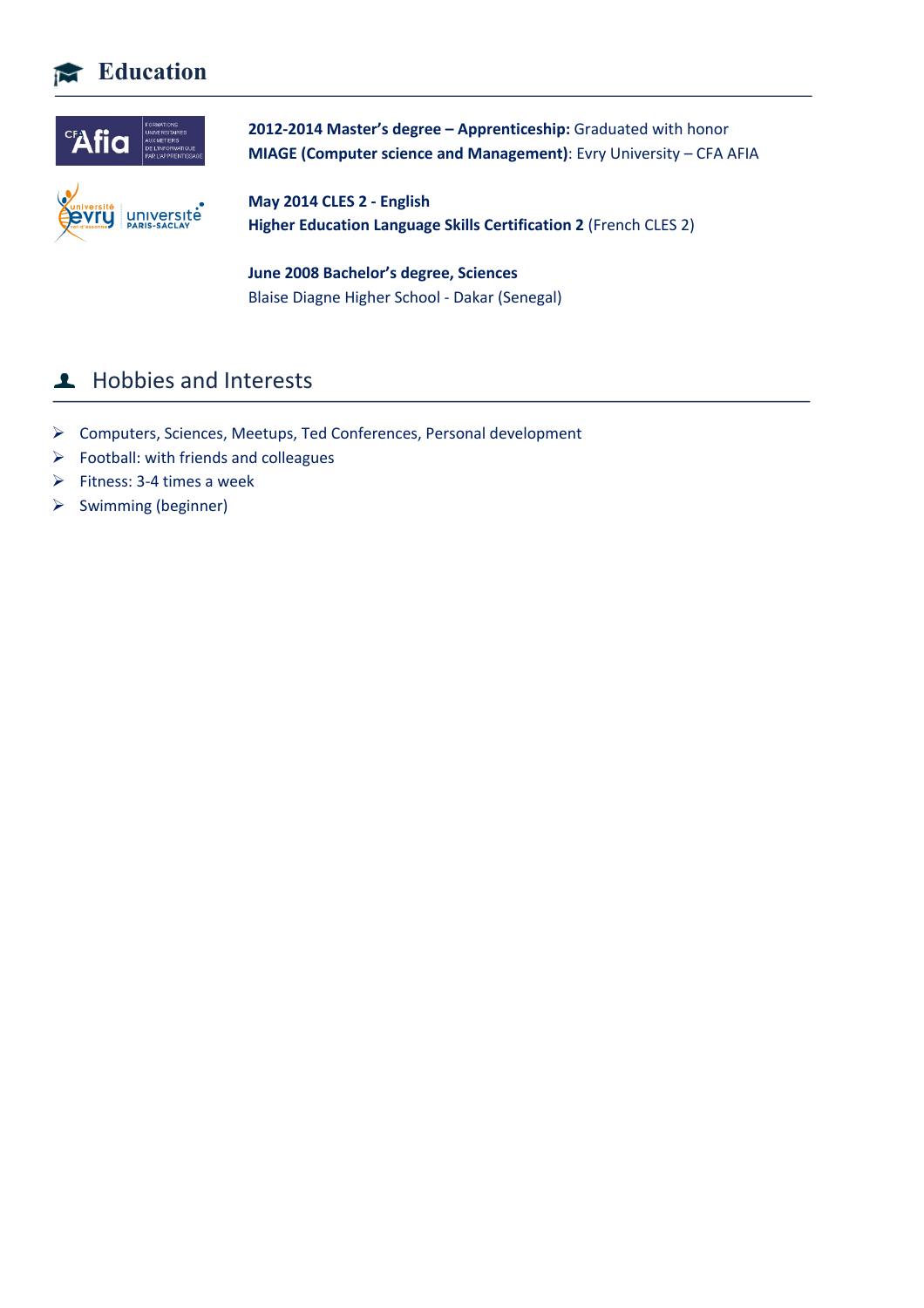## Education

**2012-2014 Master's degree – Apprenticeship:** Graduated with honor
**MIAGE (Computer science and Management)**: Evry University – CFA AFIA

**May 2014 CLES 2 - English**
**Higher Education Language Skills Certification 2** (French CLES 2)

**June 2008 Bachelor's degree, Sciences**
Blaise Diagne Higher School - Dakar (Senegal)

## Hobbies and Interests

- Computers, Sciences, Meetups, Ted Conferences, Personal development
- Football: with friends and colleagues
- Fitness: 3-4 times a week
- Swimming (beginner)